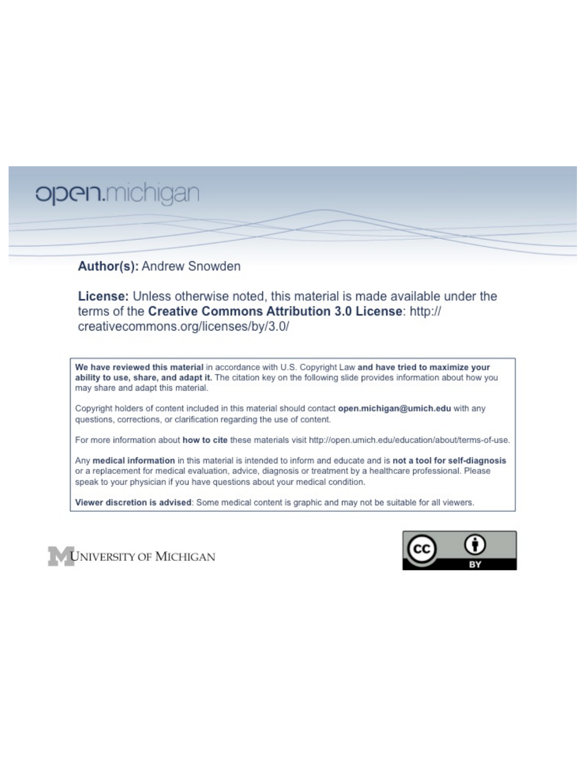open.michigan

**Author(s):** Andrew Snowden

**License:** Unless otherwise noted, this material is made available under the terms of the **Creative Commons Attribution 3.0 License**: http://creativecommons.org/licenses/by/3.0/

**We have reviewed this material** in accordance with U.S. Copyright Law **and have tried to maximize your ability to use, share, and adapt it.** The citation key on the following slide provides information about how you may share and adapt this material.

Copyright holders of content included in this material should contact **open.michigan@umich.edu** with any questions, corrections, or clarification regarding the use of content.

For more information about **how to cite** these materials visit http://open.umich.edu/education/about/terms-of-use.

Any **medical information** in this material is intended to inform and educate and is **not a tool for self-diagnosis** or a replacement for medical evaluation, advice, diagnosis or treatment by a healthcare professional. Please speak to your physician if you have questions about your medical condition.

**Viewer discretion is advised**: Some medical content is graphic and may not be suitable for all viewers.

University of Michigan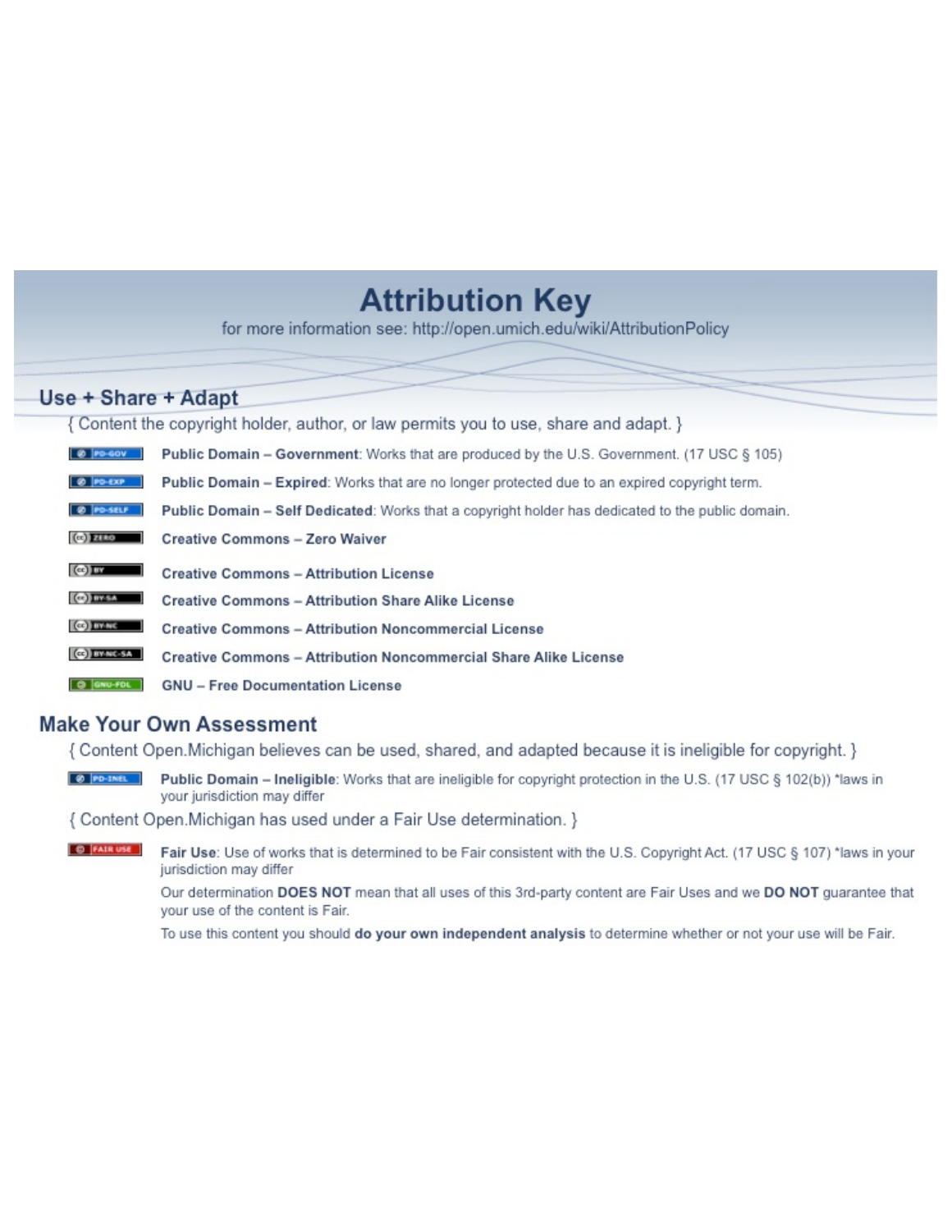# Attribution Key

for more information see: http://open.umich.edu/wiki/AttributionPolicy

## Use + Share + Adapt

{ Content the copyright holder, author, or law permits you to use, share and adapt. }

- PD-GOV — **Public Domain – Government**: Works that are produced by the U.S. Government. (17 USC § 105)
- PD-EXP — **Public Domain – Expired**: Works that are no longer protected due to an expired copyright term.
- PD-SELF — **Public Domain – Self Dedicated**: Works that a copyright holder has dedicated to the public domain.
- ZERO — **Creative Commons – Zero Waiver**
- BY — **Creative Commons – Attribution License**
- BY-SA — **Creative Commons – Attribution Share Alike License**
- BY-NC — **Creative Commons – Attribution Noncommercial License**
- BY-NC-SA — **Creative Commons – Attribution Noncommercial Share Alike License**
- GNU-FDL — **GNU – Free Documentation License**

## Make Your Own Assessment

{ Content Open.Michigan believes can be used, shared, and adapted because it is ineligible for copyright. }

- PD-INEL — **Public Domain – Ineligible**: Works that are ineligible for copyright protection in the U.S. (17 USC § 102(b)) *laws in your jurisdiction may differ

{ Content Open.Michigan has used under a Fair Use determination. }

- FAIR USE — **Fair Use**: Use of works that is determined to be Fair consistent with the U.S. Copyright Act. (17 USC § 107) *laws in your jurisdiction may differ

  Our determination **DOES NOT** mean that all uses of this 3rd-party content are Fair Uses and we **DO NOT** guarantee that your use of the content is Fair.

  To use this content you should **do your own independent analysis** to determine whether or not your use will be Fair.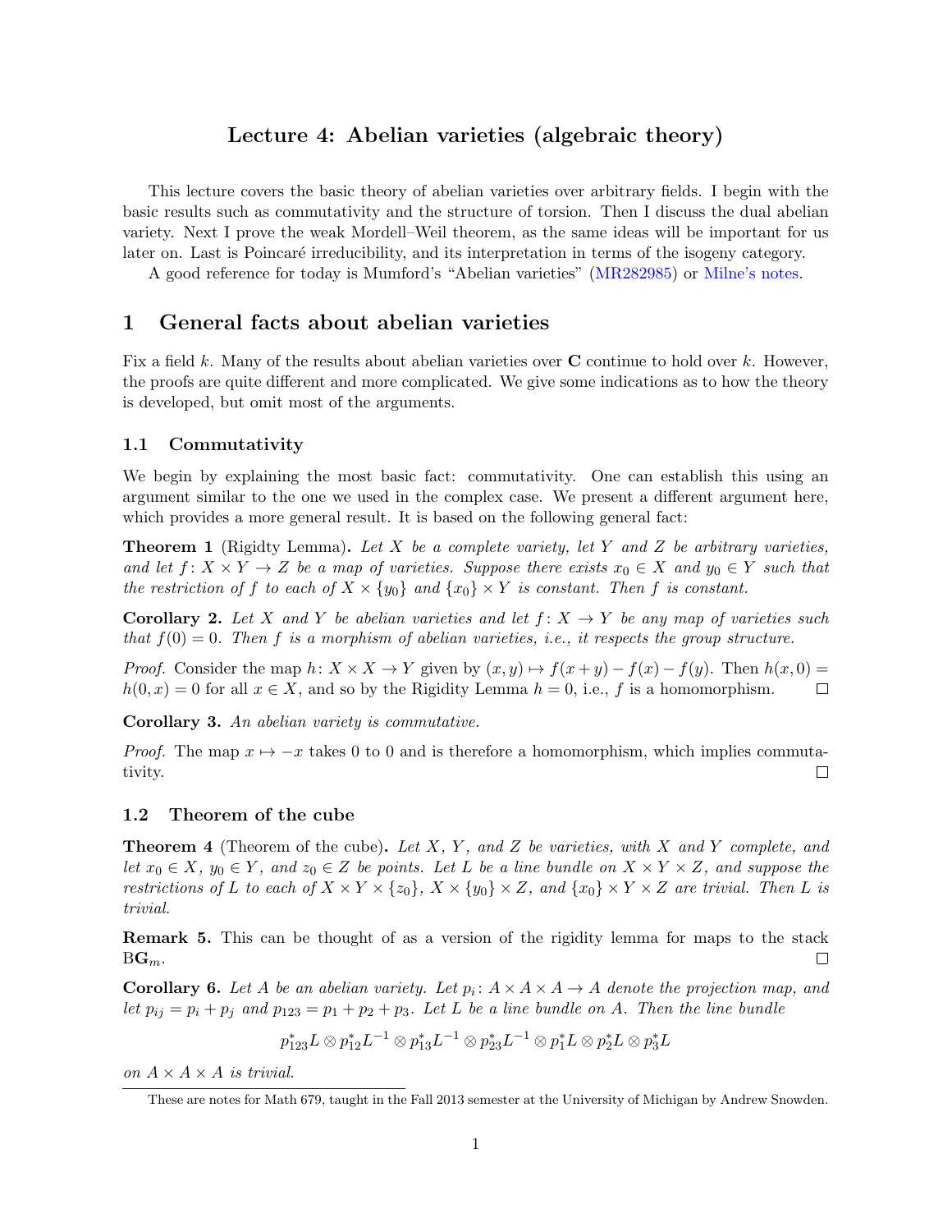# Lecture 4: Abelian varieties (algebraic theory)

This lecture covers the basic theory of abelian varieties over arbitrary fields. I begin with the basic results such as commutativity and the structure of torsion. Then I discuss the dual abelian variety. Next I prove the weak Mordell–Weil theorem, as the same ideas will be important for us later on. Last is Poincaré irreducibility, and its interpretation in terms of the isogeny category.

A good reference for today is Mumford's "Abelian varieties" (MR282985) or Milne's notes.

## 1 General facts about abelian varieties

Fix a field $k$. Many of the results about abelian varieties over $\mathbf{C}$ continue to hold over $k$. However, the proofs are quite different and more complicated. We give some indications as to how the theory is developed, but omit most of the arguments.

### 1.1 Commutativity

We begin by explaining the most basic fact: commutativity. One can establish this using an argument similar to the one we used in the complex case. We present a different argument here, which provides a more general result. It is based on the following general fact:

**Theorem 1** (Rigidty Lemma)**.** *Let $X$ be a complete variety, let $Y$ and $Z$ be arbitrary varieties, and let $f\colon X \times Y \to Z$ be a map of varieties. Suppose there exists $x_0 \in X$ and $y_0 \in Y$ such that the restriction of $f$ to each of $X \times \{y_0\}$ and $\{x_0\} \times Y$ is constant. Then $f$ is constant.*

**Corollary 2.** *Let $X$ and $Y$ be abelian varieties and let $f\colon X \to Y$ be any map of varieties such that $f(0) = 0$. Then $f$ is a morphism of abelian varieties, i.e., it respects the group structure.*

*Proof.* Consider the map $h\colon X \times X \to Y$ given by $(x, y) \mapsto f(x+y) - f(x) - f(y)$. Then $h(x, 0) = h(0, x) = 0$ for all $x \in X$, and so by the Rigidity Lemma $h = 0$, i.e., $f$ is a homomorphism. □

**Corollary 3.** *An abelian variety is commutative.*

*Proof.* The map $x \mapsto -x$ takes 0 to 0 and is therefore a homomorphism, which implies commutativity. □

### 1.2 Theorem of the cube

**Theorem 4** (Theorem of the cube)**.** *Let $X$, $Y$, and $Z$ be varieties, with $X$ and $Y$ complete, and let $x_0 \in X$, $y_0 \in Y$, and $z_0 \in Z$ be points. Let $L$ be a line bundle on $X \times Y \times Z$, and suppose the restrictions of $L$ to each of $X \times Y \times \{z_0\}$, $X \times \{y_0\} \times Z$, and $\{x_0\} \times Y \times Z$ are trivial. Then $L$ is trivial.*

**Remark 5.** This can be thought of as a version of the rigidity lemma for maps to the stack $\mathrm{B}\mathbf{G}_m$. □

**Corollary 6.** *Let $A$ be an abelian variety. Let $p_i\colon A \times A \times A \to A$ denote the projection map, and let $p_{ij} = p_i + p_j$ and $p_{123} = p_1 + p_2 + p_3$. Let $L$ be a line bundle on $A$. Then the line bundle*

$$p_{123}^* L \otimes p_{12}^* L^{-1} \otimes p_{13}^* L^{-1} \otimes p_{23}^* L^{-1} \otimes p_1^* L \otimes p_2^* L \otimes p_3^* L$$

*on $A \times A \times A$ is trivial.*

These are notes for Math 679, taught in the Fall 2013 semester at the University of Michigan by Andrew Snowden.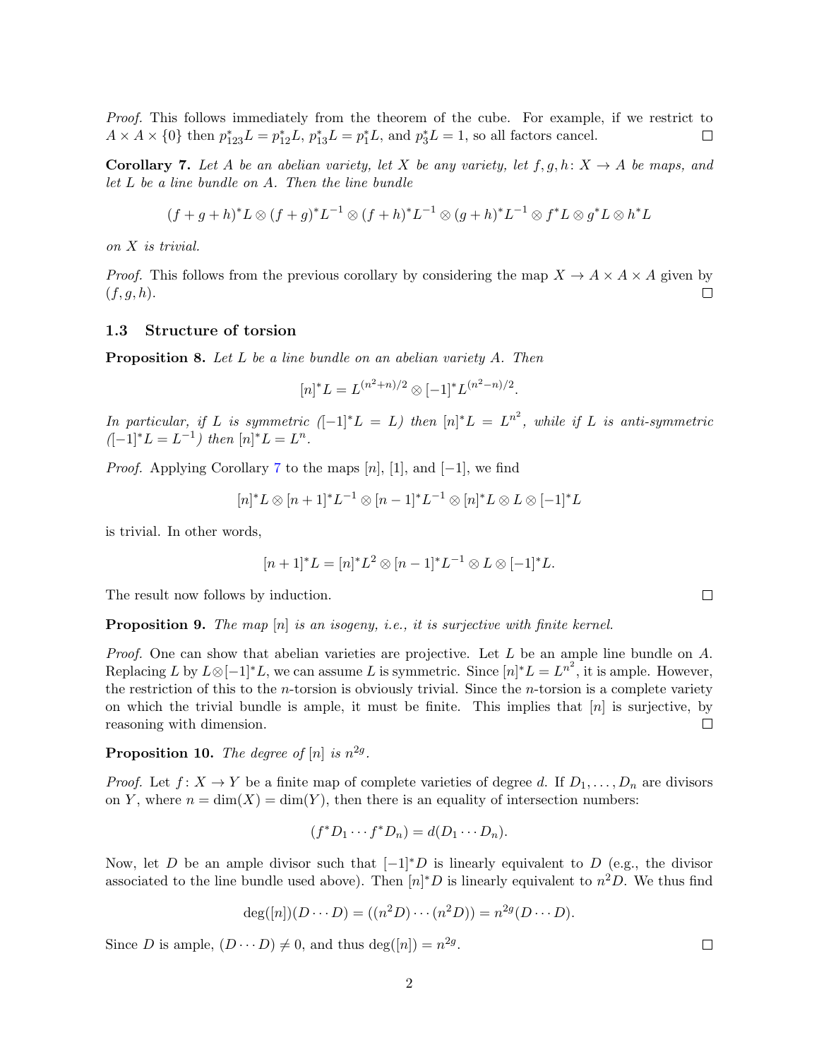*Proof.* This follows immediately from the theorem of the cube. For example, if we restrict to $A \times A \times \{0\}$ then $p_{123}^*L = p_{12}^*L$, $p_{13}^*L = p_1^*L$, and $p_3^*L = 1$, so all factors cancel. $\square$

**Corollary 7.** *Let $A$ be an abelian variety, let $X$ be any variety, let $f, g, h \colon X \to A$ be maps, and let $L$ be a line bundle on $A$. Then the line bundle*

$$(f+g+h)^*L \otimes (f+g)^*L^{-1} \otimes (f+h)^*L^{-1} \otimes (g+h)^*L^{-1} \otimes f^*L \otimes g^*L \otimes h^*L$$

*on $X$ is trivial.*

*Proof.* This follows from the previous corollary by considering the map $X \to A \times A \times A$ given by $(f, g, h)$. $\square$

### 1.3 Structure of torsion

**Proposition 8.** *Let $L$ be a line bundle on an abelian variety $A$. Then*

$$[n]^*L = L^{(n^2+n)/2} \otimes [-1]^*L^{(n^2-n)/2}.$$

*In particular, if $L$ is symmetric ($[-1]^*L = L$) then $[n]^*L = L^{n^2}$, while if $L$ is anti-symmetric ($[-1]^*L = L^{-1}$) then $[n]^*L = L^n$.*

*Proof.* Applying Corollary 7 to the maps $[n]$, $[1]$, and $[-1]$, we find

$$[n]^*L \otimes [n+1]^*L^{-1} \otimes [n-1]^*L^{-1} \otimes [n]^*L \otimes L \otimes [-1]^*L$$

is trivial. In other words,

$$[n+1]^*L = [n]^*L^2 \otimes [n-1]^*L^{-1} \otimes L \otimes [-1]^*L.$$

The result now follows by induction. $\square$

**Proposition 9.** *The map $[n]$ is an isogeny, i.e., it is surjective with finite kernel.*

*Proof.* One can show that abelian varieties are projective. Let $L$ be an ample line bundle on $A$. Replacing $L$ by $L \otimes [-1]^*L$, we can assume $L$ is symmetric. Since $[n]^*L = L^{n^2}$, it is ample. However, the restriction of this to the $n$-torsion is obviously trivial. Since the $n$-torsion is a complete variety on which the trivial bundle is ample, it must be finite. This implies that $[n]$ is surjective, by reasoning with dimension. $\square$

**Proposition 10.** *The degree of $[n]$ is $n^{2g}$.*

*Proof.* Let $f \colon X \to Y$ be a finite map of complete varieties of degree $d$. If $D_1, \dots, D_n$ are divisors on $Y$, where $n = \dim(X) = \dim(Y)$, then there is an equality of intersection numbers:

$$(f^*D_1 \cdots f^*D_n) = d(D_1 \cdots D_n).$$

Now, let $D$ be an ample divisor such that $[-1]^*D$ is linearly equivalent to $D$ (e.g., the divisor associated to the line bundle used above). Then $[n]^*D$ is linearly equivalent to $n^2D$. We thus find

$$\deg([n])(D \cdots D) = ((n^2D) \cdots (n^2D)) = n^{2g}(D \cdots D).$$

Since $D$ is ample, $(D \cdots D) \neq 0$, and thus $\deg([n]) = n^{2g}$. $\square$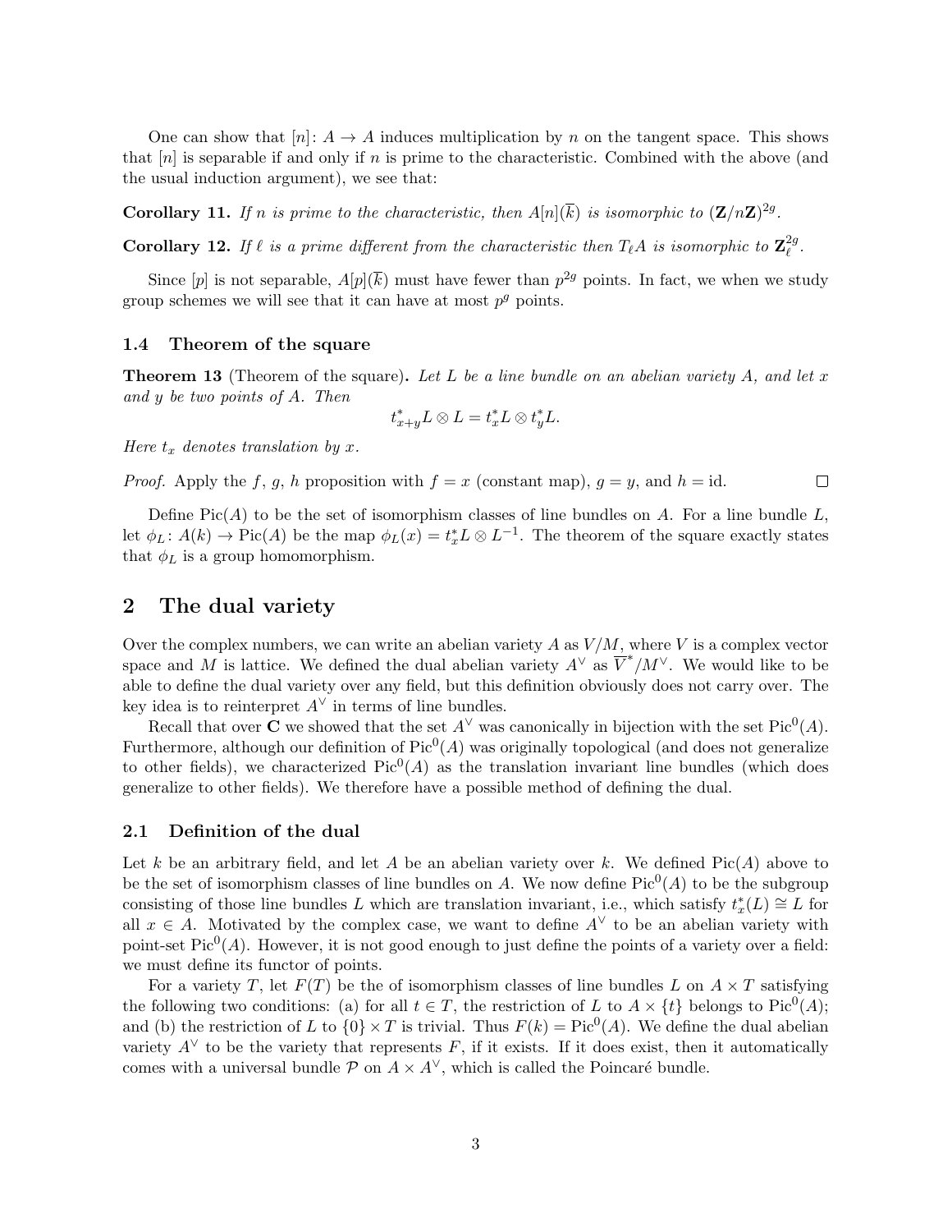One can show that $[n]\colon A \to A$ induces multiplication by $n$ on the tangent space. This shows that $[n]$ is separable if and only if $n$ is prime to the characteristic. Combined with the above (and the usual induction argument), we see that:

**Corollary 11.** *If $n$ is prime to the characteristic, then $A[n](\overline{k})$ is isomorphic to $(\mathbf{Z}/n\mathbf{Z})^{2g}$.*

**Corollary 12.** *If $\ell$ is a prime different from the characteristic then $T_\ell A$ is isomorphic to $\mathbf{Z}_\ell^{2g}$.*

Since $[p]$ is not separable, $A[p](\overline{k})$ must have fewer than $p^{2g}$ points. In fact, we when we study group schemes we will see that it can have at most $p^g$ points.

### 1.4 Theorem of the square

**Theorem 13** (Theorem of the square)**.** *Let $L$ be a line bundle on an abelian variety $A$, and let $x$ and $y$ be two points of $A$. Then*

$$t_{x+y}^* L \otimes L = t_x^* L \otimes t_y^* L.$$

*Here $t_x$ denotes translation by $x$.*

*Proof.* Apply the $f$, $g$, $h$ proposition with $f = x$ (constant map), $g = y$, and $h = \mathrm{id}$. $\square$

Define $\mathrm{Pic}(A)$ to be the set of isomorphism classes of line bundles on $A$. For a line bundle $L$, let $\phi_L\colon A(k) \to \mathrm{Pic}(A)$ be the map $\phi_L(x) = t_x^* L \otimes L^{-1}$. The theorem of the square exactly states that $\phi_L$ is a group homomorphism.

## 2 The dual variety

Over the complex numbers, we can write an abelian variety $A$ as $V/M$, where $V$ is a complex vector space and $M$ is lattice. We defined the dual abelian variety $A^\vee$ as $\overline{V}^*/M^\vee$. We would like to be able to define the dual variety over any field, but this definition obviously does not carry over. The key idea is to reinterpret $A^\vee$ in terms of line bundles.

Recall that over $\mathbf{C}$ we showed that the set $A^\vee$ was canonically in bijection with the set $\mathrm{Pic}^0(A)$. Furthermore, although our definition of $\mathrm{Pic}^0(A)$ was originally topological (and does not generalize to other fields), we characterized $\mathrm{Pic}^0(A)$ as the translation invariant line bundles (which does generalize to other fields). We therefore have a possible method of defining the dual.

### 2.1 Definition of the dual

Let $k$ be an arbitrary field, and let $A$ be an abelian variety over $k$. We defined $\mathrm{Pic}(A)$ above to be the set of isomorphism classes of line bundles on $A$. We now define $\mathrm{Pic}^0(A)$ to be the subgroup consisting of those line bundles $L$ which are translation invariant, i.e., which satisfy $t_x^*(L) \cong L$ for all $x \in A$. Motivated by the complex case, we want to define $A^\vee$ to be an abelian variety with point-set $\mathrm{Pic}^0(A)$. However, it is not good enough to just define the points of a variety over a field: we must define its functor of points.

For a variety $T$, let $F(T)$ be the of isomorphism classes of line bundles $L$ on $A \times T$ satisfying the following two conditions: (a) for all $t \in T$, the restriction of $L$ to $A \times \{t\}$ belongs to $\mathrm{Pic}^0(A)$; and (b) the restriction of $L$ to $\{0\} \times T$ is trivial. Thus $F(k) = \mathrm{Pic}^0(A)$. We define the dual abelian variety $A^\vee$ to be the variety that represents $F$, if it exists. If it does exist, then it automatically comes with a universal bundle $\mathcal{P}$ on $A \times A^\vee$, which is called the Poincaré bundle.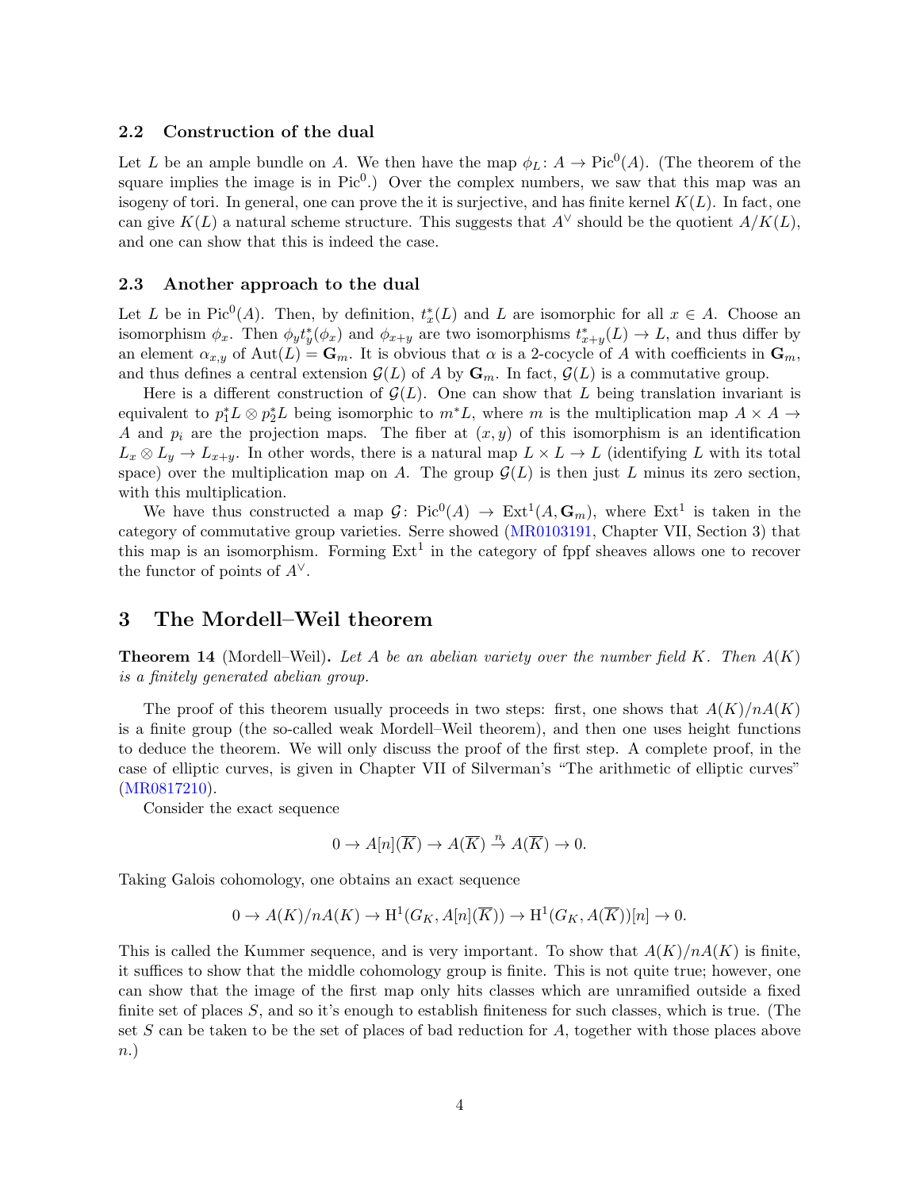### 2.2 Construction of the dual

Let $L$ be an ample bundle on $A$. We then have the map $\phi_L \colon A \to \mathrm{Pic}^0(A)$. (The theorem of the square implies the image is in $\mathrm{Pic}^0$.) Over the complex numbers, we saw that this map was an isogeny of tori. In general, one can prove the it is surjective, and has finite kernel $K(L)$. In fact, one can give $K(L)$ a natural scheme structure. This suggests that $A^\vee$ should be the quotient $A/K(L)$, and one can show that this is indeed the case.

### 2.3 Another approach to the dual

Let $L$ be in $\mathrm{Pic}^0(A)$. Then, by definition, $t_x^*(L)$ and $L$ are isomorphic for all $x \in A$. Choose an isomorphism $\phi_x$. Then $\phi_y t_y^*(\phi_x)$ and $\phi_{x+y}$ are two isomorphisms $t_{x+y}^*(L) \to L$, and thus differ by an element $\alpha_{x,y}$ of $\mathrm{Aut}(L) = \mathbf{G}_m$. It is obvious that $\alpha$ is a 2-cocycle of $A$ with coefficients in $\mathbf{G}_m$, and thus defines a central extension $\mathcal{G}(L)$ of $A$ by $\mathbf{G}_m$. In fact, $\mathcal{G}(L)$ is a commutative group.

Here is a different construction of $\mathcal{G}(L)$. One can show that $L$ being translation invariant is equivalent to $p_1^*L \otimes p_2^*L$ being isomorphic to $m^*L$, where $m$ is the multiplication map $A \times A \to A$ and $p_i$ are the projection maps. The fiber at $(x, y)$ of this isomorphism is an identification $L_x \otimes L_y \to L_{x+y}$. In other words, there is a natural map $L \times L \to L$ (identifying $L$ with its total space) over the multiplication map on $A$. The group $\mathcal{G}(L)$ is then just $L$ minus its zero section, with this multiplication.

We have thus constructed a map $\mathcal{G} \colon \mathrm{Pic}^0(A) \to \mathrm{Ext}^1(A, \mathbf{G}_m)$, where $\mathrm{Ext}^1$ is taken in the category of commutative group varieties. Serre showed (MR0103191, Chapter VII, Section 3) that this map is an isomorphism. Forming $\mathrm{Ext}^1$ in the category of fppf sheaves allows one to recover the functor of points of $A^\vee$.

## 3 The Mordell–Weil theorem

**Theorem 14** (Mordell–Weil)**.** *Let $A$ be an abelian variety over the number field $K$. Then $A(K)$ is a finitely generated abelian group.*

The proof of this theorem usually proceeds in two steps: first, one shows that $A(K)/nA(K)$ is a finite group (the so-called weak Mordell–Weil theorem), and then one uses height functions to deduce the theorem. We will only discuss the proof of the first step. A complete proof, in the case of elliptic curves, is given in Chapter VII of Silverman's "The arithmetic of elliptic curves" (MR0817210).

Consider the exact sequence

$$0 \to A[n](\overline{K}) \to A(\overline{K}) \xrightarrow{n} A(\overline{K}) \to 0.$$

Taking Galois cohomology, one obtains an exact sequence

$$0 \to A(K)/nA(K) \to \mathrm{H}^1(G_K, A[n](\overline{K})) \to \mathrm{H}^1(G_K, A(\overline{K}))[n] \to 0.$$

This is called the Kummer sequence, and is very important. To show that $A(K)/nA(K)$ is finite, it suffices to show that the middle cohomology group is finite. This is not quite true; however, one can show that the image of the first map only hits classes which are unramified outside a fixed finite set of places $S$, and so it's enough to establish finiteness for such classes, which is true. (The set $S$ can be taken to be the set of places of bad reduction for $A$, together with those places above $n$.)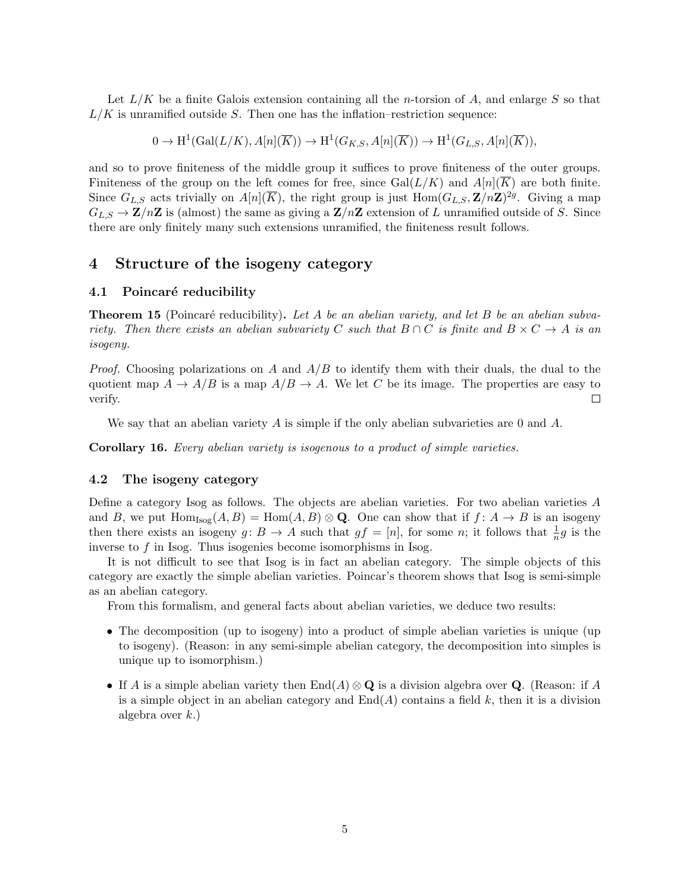Let $L/K$ be a finite Galois extension containing all the $n$-torsion of $A$, and enlarge $S$ so that $L/K$ is unramified outside $S$. Then one has the inflation–restriction sequence:

$$0 \to \mathrm{H}^1(\mathrm{Gal}(L/K), A[n](\overline{K})) \to \mathrm{H}^1(G_{K,S}, A[n](\overline{K})) \to \mathrm{H}^1(G_{L,S}, A[n](\overline{K})),$$

and so to prove finiteness of the middle group it suffices to prove finiteness of the outer groups. Finiteness of the group on the left comes for free, since $\mathrm{Gal}(L/K)$ and $A[n](\overline{K})$ are both finite. Since $G_{L,S}$ acts trivially on $A[n](\overline{K})$, the right group is just $\mathrm{Hom}(G_{L,S}, \mathbf{Z}/n\mathbf{Z})^{2g}$. Giving a map $G_{L,S} \to \mathbf{Z}/n\mathbf{Z}$ is (almost) the same as giving a $\mathbf{Z}/n\mathbf{Z}$ extension of $L$ unramified outside of $S$. Since there are only finitely many such extensions unramified, the finiteness result follows.

# 4 Structure of the isogeny category

## 4.1 Poincaré reducibility

**Theorem 15** (Poincaré reducibility)**.** *Let $A$ be an abelian variety, and let $B$ be an abelian subvariety. Then there exists an abelian subvariety $C$ such that $B \cap C$ is finite and $B \times C \to A$ is an isogeny.*

*Proof.* Choosing polarizations on $A$ and $A/B$ to identify them with their duals, the dual to the quotient map $A \to A/B$ is a map $A/B \to A$. We let $C$ be its image. The properties are easy to verify. □

We say that an abelian variety $A$ is simple if the only abelian subvarieties are 0 and $A$.

**Corollary 16.** *Every abelian variety is isogenous to a product of simple varieties.*

## 4.2 The isogeny category

Define a category Isog as follows. The objects are abelian varieties. For two abelian varieties $A$ and $B$, we put $\mathrm{Hom}_{\mathrm{Isog}}(A, B) = \mathrm{Hom}(A, B) \otimes \mathbf{Q}$. One can show that if $f : A \to B$ is an isogeny then there exists an isogeny $g : B \to A$ such that $gf = [n]$, for some $n$; it follows that $\frac{1}{n}g$ is the inverse to $f$ in Isog. Thus isogenies become isomorphisms in Isog.

It is not difficult to see that Isog is in fact an abelian category. The simple objects of this category are exactly the simple abelian varieties. Poincar's theorem shows that Isog is semi-simple as an abelian category.

From this formalism, and general facts about abelian varieties, we deduce two results:

- The decomposition (up to isogeny) into a product of simple abelian varieties is unique (up to isogeny). (Reason: in any semi-simple abelian category, the decomposition into simples is unique up to isomorphism.)
- If $A$ is a simple abelian variety then $\mathrm{End}(A) \otimes \mathbf{Q}$ is a division algebra over $\mathbf{Q}$. (Reason: if $A$ is a simple object in an abelian category and $\mathrm{End}(A)$ contains a field $k$, then it is a division algebra over $k$.)